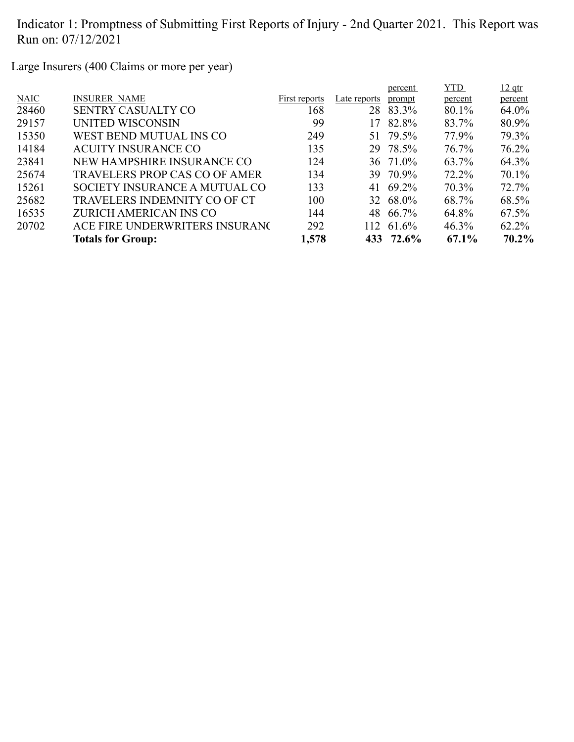Indicator 1: Promptness of Submitting First Reports of Injury - 2nd Quarter 2021. This Report was Run on: 07/12/2021

Large Insurers (400 Claims or more per year)

| NAIC | INSURER NAME | First reports | Late reports | percent prompt | YTD percent | 12 qtr percent |
|---|---|---|---|---|---|---|
| 28460 | SENTRY CASUALTY CO | 168 | 28 | 83.3% | 80.1% | 64.0% |
| 29157 | UNITED WISCONSIN | 99 | 17 | 82.8% | 83.7% | 80.9% |
| 15350 | WEST BEND MUTUAL INS CO | 249 | 51 | 79.5% | 77.9% | 79.3% |
| 14184 | ACUITY INSURANCE CO | 135 | 29 | 78.5% | 76.7% | 76.2% |
| 23841 | NEW HAMPSHIRE INSURANCE CO | 124 | 36 | 71.0% | 63.7% | 64.3% |
| 25674 | TRAVELERS PROP CAS CO OF AMER | 134 | 39 | 70.9% | 72.2% | 70.1% |
| 15261 | SOCIETY INSURANCE A MUTUAL CO | 133 | 41 | 69.2% | 70.3% | 72.7% |
| 25682 | TRAVELERS INDEMNITY CO OF CT | 100 | 32 | 68.0% | 68.7% | 68.5% |
| 16535 | ZURICH AMERICAN INS CO | 144 | 48 | 66.7% | 64.8% | 67.5% |
| 20702 | ACE FIRE UNDERWRITERS INSURANC | 292 | 112 | 61.6% | 46.3% | 62.2% |
| | **Totals for Group:** | **1,578** | **433** | **72.6%** | **67.1%** | **70.2%** |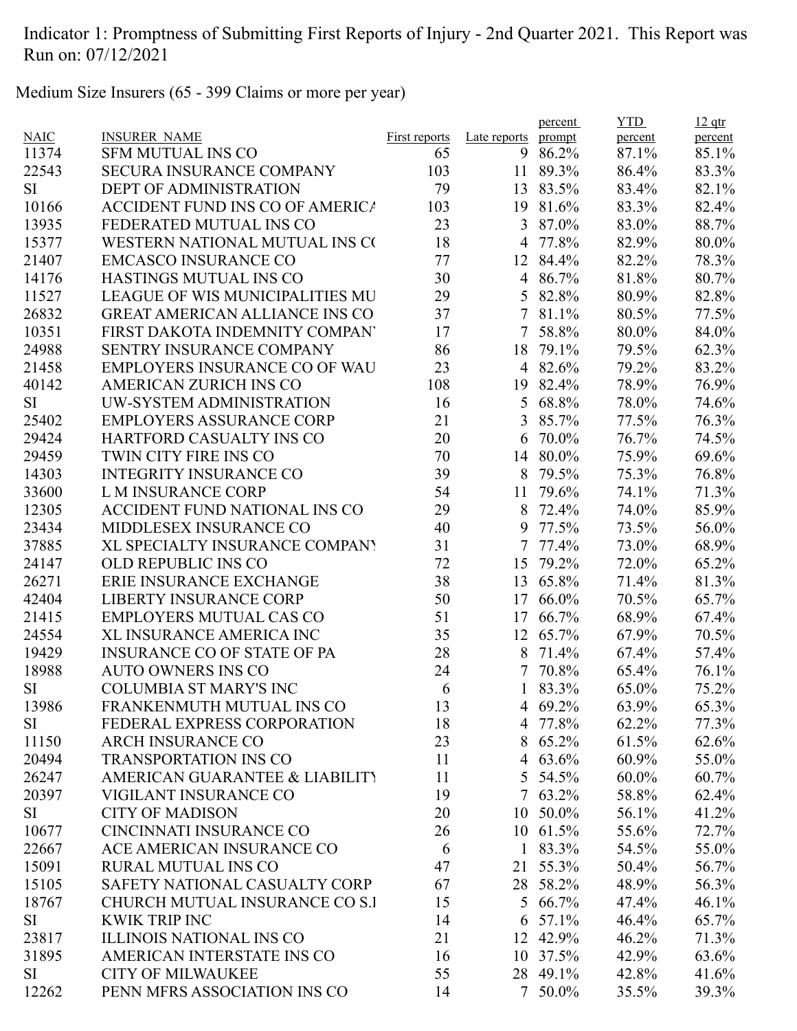Indicator 1: Promptness of Submitting First Reports of Injury - 2nd Quarter 2021. This Report was Run on: 07/12/2021

Medium Size Insurers (65 - 399 Claims or more per year)

| NAIC | INSURER NAME | First reports | Late reports | percent prompt | YTD percent | 12 qtr percent |
|---|---|---|---|---|---|---|
| 11374 | SFM MUTUAL INS CO | 65 | 9 | 86.2% | 87.1% | 85.1% |
| 22543 | SECURA INSURANCE COMPANY | 103 | 11 | 89.3% | 86.4% | 83.3% |
| SI | DEPT OF ADMINISTRATION | 79 | 13 | 83.5% | 83.4% | 82.1% |
| 10166 | ACCIDENT FUND INS CO OF AMERICA | 103 | 19 | 81.6% | 83.3% | 82.4% |
| 13935 | FEDERATED MUTUAL INS CO | 23 | 3 | 87.0% | 83.0% | 88.7% |
| 15377 | WESTERN NATIONAL MUTUAL INS CO | 18 | 4 | 77.8% | 82.9% | 80.0% |
| 21407 | EMCASCO INSURANCE CO | 77 | 12 | 84.4% | 82.2% | 78.3% |
| 14176 | HASTINGS MUTUAL INS CO | 30 | 4 | 86.7% | 81.8% | 80.7% |
| 11527 | LEAGUE OF WIS MUNICIPALITIES MU | 29 | 5 | 82.8% | 80.9% | 82.8% |
| 26832 | GREAT AMERICAN ALLIANCE INS CO | 37 | 7 | 81.1% | 80.5% | 77.5% |
| 10351 | FIRST DAKOTA INDEMNITY COMPANY | 17 | 7 | 58.8% | 80.0% | 84.0% |
| 24988 | SENTRY INSURANCE COMPANY | 86 | 18 | 79.1% | 79.5% | 62.3% |
| 21458 | EMPLOYERS INSURANCE CO OF WAU | 23 | 4 | 82.6% | 79.2% | 83.2% |
| 40142 | AMERICAN ZURICH INS CO | 108 | 19 | 82.4% | 78.9% | 76.9% |
| SI | UW-SYSTEM ADMINISTRATION | 16 | 5 | 68.8% | 78.0% | 74.6% |
| 25402 | EMPLOYERS ASSURANCE CORP | 21 | 3 | 85.7% | 77.5% | 76.3% |
| 29424 | HARTFORD CASUALTY INS CO | 20 | 6 | 70.0% | 76.7% | 74.5% |
| 29459 | TWIN CITY FIRE INS CO | 70 | 14 | 80.0% | 75.9% | 69.6% |
| 14303 | INTEGRITY INSURANCE CO | 39 | 8 | 79.5% | 75.3% | 76.8% |
| 33600 | L M INSURANCE CORP | 54 | 11 | 79.6% | 74.1% | 71.3% |
| 12305 | ACCIDENT FUND NATIONAL INS CO | 29 | 8 | 72.4% | 74.0% | 85.9% |
| 23434 | MIDDLESEX INSURANCE CO | 40 | 9 | 77.5% | 73.5% | 56.0% |
| 37885 | XL SPECIALTY INSURANCE COMPANY | 31 | 7 | 77.4% | 73.0% | 68.9% |
| 24147 | OLD REPUBLIC INS CO | 72 | 15 | 79.2% | 72.0% | 65.2% |
| 26271 | ERIE INSURANCE EXCHANGE | 38 | 13 | 65.8% | 71.4% | 81.3% |
| 42404 | LIBERTY INSURANCE CORP | 50 | 17 | 66.0% | 70.5% | 65.7% |
| 21415 | EMPLOYERS MUTUAL CAS CO | 51 | 17 | 66.7% | 68.9% | 67.4% |
| 24554 | XL INSURANCE AMERICA INC | 35 | 12 | 65.7% | 67.9% | 70.5% |
| 19429 | INSURANCE CO OF STATE OF PA | 28 | 8 | 71.4% | 67.4% | 57.4% |
| 18988 | AUTO OWNERS INS CO | 24 | 7 | 70.8% | 65.4% | 76.1% |
| SI | COLUMBIA ST MARY'S INC | 6 | 1 | 83.3% | 65.0% | 75.2% |
| 13986 | FRANKENMUTH MUTUAL INS CO | 13 | 4 | 69.2% | 63.9% | 65.3% |
| SI | FEDERAL EXPRESS CORPORATION | 18 | 4 | 77.8% | 62.2% | 77.3% |
| 11150 | ARCH INSURANCE CO | 23 | 8 | 65.2% | 61.5% | 62.6% |
| 20494 | TRANSPORTATION INS CO | 11 | 4 | 63.6% | 60.9% | 55.0% |
| 26247 | AMERICAN GUARANTEE & LIABILITY | 11 | 5 | 54.5% | 60.0% | 60.7% |
| 20397 | VIGILANT INSURANCE CO | 19 | 7 | 63.2% | 58.8% | 62.4% |
| SI | CITY OF MADISON | 20 | 10 | 50.0% | 56.1% | 41.2% |
| 10677 | CINCINNATI INSURANCE CO | 26 | 10 | 61.5% | 55.6% | 72.7% |
| 22667 | ACE AMERICAN INSURANCE CO | 6 | 1 | 83.3% | 54.5% | 55.0% |
| 15091 | RURAL MUTUAL INS CO | 47 | 21 | 55.3% | 50.4% | 56.7% |
| 15105 | SAFETY NATIONAL CASUALTY CORP | 67 | 28 | 58.2% | 48.9% | 56.3% |
| 18767 | CHURCH MUTUAL INSURANCE CO S.I | 15 | 5 | 66.7% | 47.4% | 46.1% |
| SI | KWIK TRIP INC | 14 | 6 | 57.1% | 46.4% | 65.7% |
| 23817 | ILLINOIS NATIONAL INS CO | 21 | 12 | 42.9% | 46.2% | 71.3% |
| 31895 | AMERICAN INTERSTATE INS CO | 16 | 10 | 37.5% | 42.9% | 63.6% |
| SI | CITY OF MILWAUKEE | 55 | 28 | 49.1% | 42.8% | 41.6% |
| 12262 | PENN MFRS ASSOCIATION INS CO | 14 | 7 | 50.0% | 35.5% | 39.3% |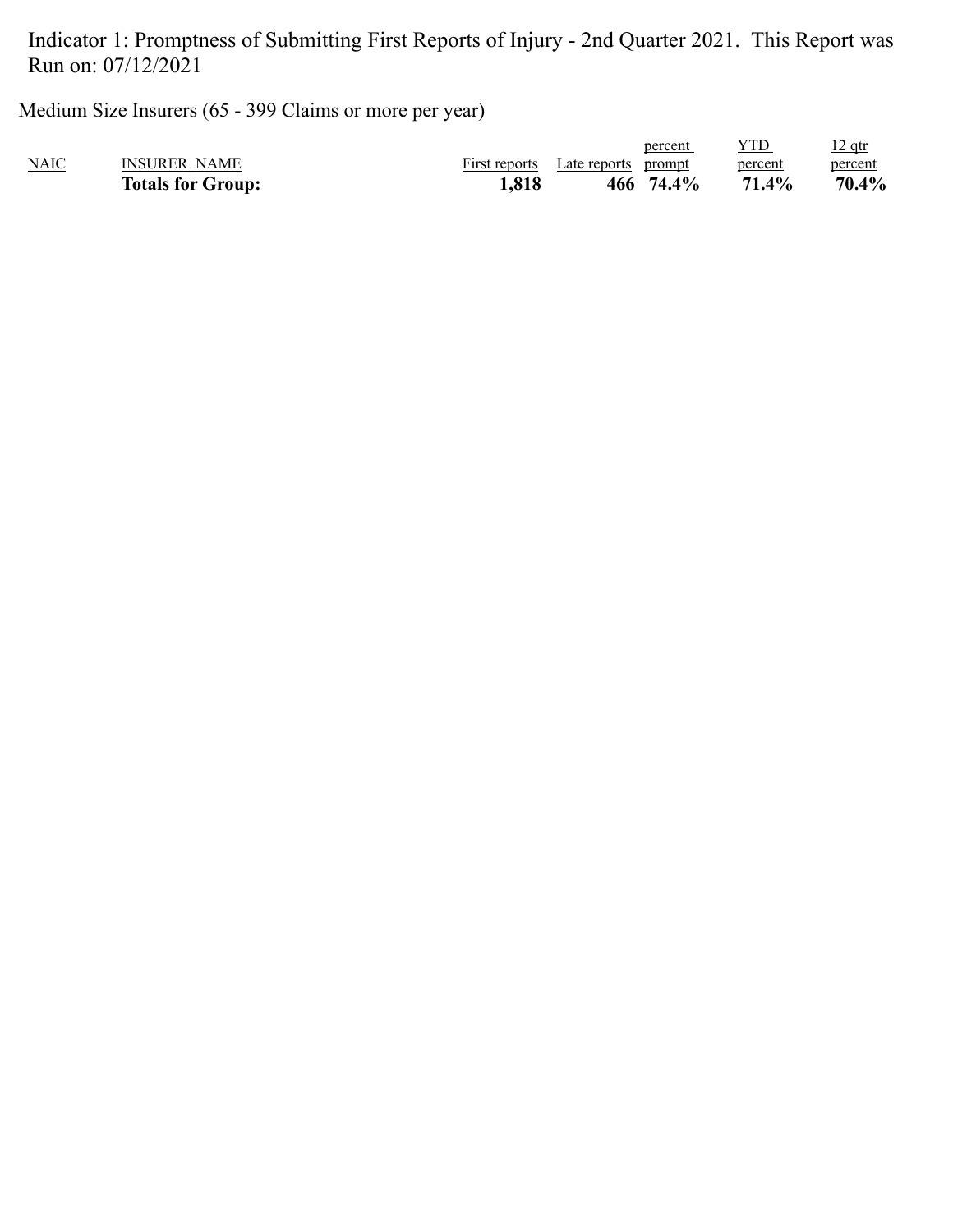Indicator 1: Promptness of Submitting First Reports of Injury - 2nd Quarter 2021. This Report was Run on: 07/12/2021

Medium Size Insurers (65 - 399 Claims or more per year)

| NAIC | INSURER NAME | First reports | Late reports | percent prompt | YTD percent | 12 qtr percent |
|---|---|---|---|---|---|---|
| | **Totals for Group:** | **1,818** | **466** | **74.4%** | **71.4%** | **70.4%** |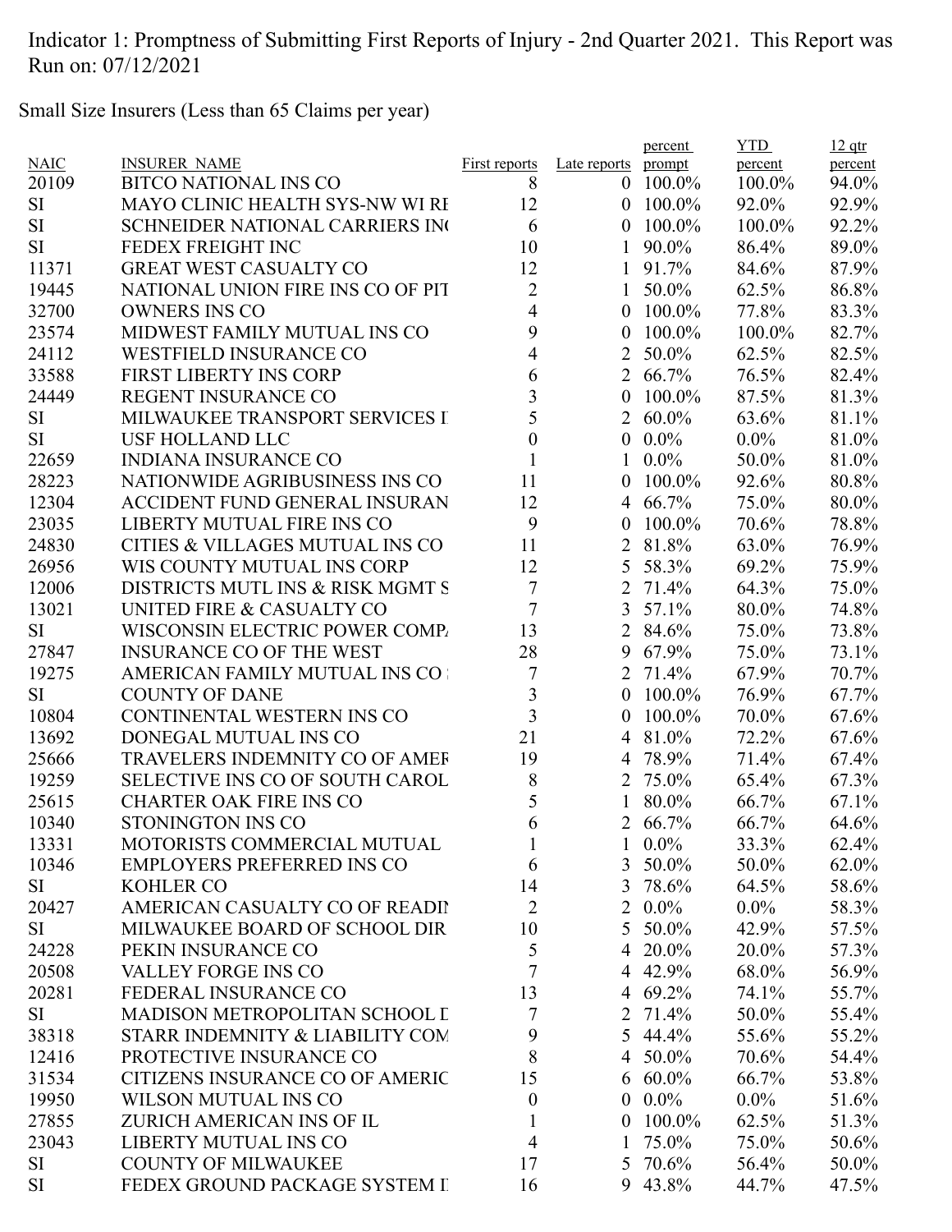Indicator 1: Promptness of Submitting First Reports of Injury - 2nd Quarter 2021. This Report was Run on: 07/12/2021

Small Size Insurers (Less than 65 Claims per year)

| NAIC | INSURER_NAME | First reports | Late reports | percent prompt | YTD percent | 12 qtr percent |
|---|---|---|---|---|---|---|
| 20109 | BITCO NATIONAL INS CO | 8 | 0 | 100.0% | 100.0% | 94.0% |
| SI | MAYO CLINIC HEALTH SYS-NW WI RE | 12 | 0 | 100.0% | 92.0% | 92.9% |
| SI | SCHNEIDER NATIONAL CARRIERS INC | 6 | 0 | 100.0% | 100.0% | 92.2% |
| SI | FEDEX FREIGHT INC | 10 | 1 | 90.0% | 86.4% | 89.0% |
| 11371 | GREAT WEST CASUALTY CO | 12 | 1 | 91.7% | 84.6% | 87.9% |
| 19445 | NATIONAL UNION FIRE INS CO OF PIT | 2 | 1 | 50.0% | 62.5% | 86.8% |
| 32700 | OWNERS INS CO | 4 | 0 | 100.0% | 77.8% | 83.3% |
| 23574 | MIDWEST FAMILY MUTUAL INS CO | 9 | 0 | 100.0% | 100.0% | 82.7% |
| 24112 | WESTFIELD INSURANCE CO | 4 | 2 | 50.0% | 62.5% | 82.5% |
| 33588 | FIRST LIBERTY INS CORP | 6 | 2 | 66.7% | 76.5% | 82.4% |
| 24449 | REGENT INSURANCE CO | 3 | 0 | 100.0% | 87.5% | 81.3% |
| SI | MILWAUKEE TRANSPORT SERVICES I | 5 | 2 | 60.0% | 63.6% | 81.1% |
| SI | USF HOLLAND LLC | 0 | 0 | 0.0% | 0.0% | 81.0% |
| 22659 | INDIANA INSURANCE CO | 1 | 1 | 0.0% | 50.0% | 81.0% |
| 28223 | NATIONWIDE AGRIBUSINESS INS CO | 11 | 0 | 100.0% | 92.6% | 80.8% |
| 12304 | ACCIDENT FUND GENERAL INSURAN | 12 | 4 | 66.7% | 75.0% | 80.0% |
| 23035 | LIBERTY MUTUAL FIRE INS CO | 9 | 0 | 100.0% | 70.6% | 78.8% |
| 24830 | CITIES & VILLAGES MUTUAL INS CO | 11 | 2 | 81.8% | 63.0% | 76.9% |
| 26956 | WIS COUNTY MUTUAL INS CORP | 12 | 5 | 58.3% | 69.2% | 75.9% |
| 12006 | DISTRICTS MUTL INS & RISK MGMT S | 7 | 2 | 71.4% | 64.3% | 75.0% |
| 13021 | UNITED FIRE & CASUALTY CO | 7 | 3 | 57.1% | 80.0% | 74.8% |
| SI | WISCONSIN ELECTRIC POWER COMPA | 13 | 2 | 84.6% | 75.0% | 73.8% |
| 27847 | INSURANCE CO OF THE WEST | 28 | 9 | 67.9% | 75.0% | 73.1% |
| 19275 | AMERICAN FAMILY MUTUAL INS CO | 7 | 2 | 71.4% | 67.9% | 70.7% |
| SI | COUNTY OF DANE | 3 | 0 | 100.0% | 76.9% | 67.7% |
| 10804 | CONTINENTAL WESTERN INS CO | 3 | 0 | 100.0% | 70.0% | 67.6% |
| 13692 | DONEGAL MUTUAL INS CO | 21 | 4 | 81.0% | 72.2% | 67.6% |
| 25666 | TRAVELERS INDEMNITY CO OF AMER | 19 | 4 | 78.9% | 71.4% | 67.4% |
| 19259 | SELECTIVE INS CO OF SOUTH CAROL | 8 | 2 | 75.0% | 65.4% | 67.3% |
| 25615 | CHARTER OAK FIRE INS CO | 5 | 1 | 80.0% | 66.7% | 67.1% |
| 10340 | STONINGTON INS CO | 6 | 2 | 66.7% | 66.7% | 64.6% |
| 13331 | MOTORISTS COMMERCIAL MUTUAL | 1 | 1 | 0.0% | 33.3% | 62.4% |
| 10346 | EMPLOYERS PREFERRED INS CO | 6 | 3 | 50.0% | 50.0% | 62.0% |
| SI | KOHLER CO | 14 | 3 | 78.6% | 64.5% | 58.6% |
| 20427 | AMERICAN CASUALTY CO OF READIN | 2 | 2 | 0.0% | 0.0% | 58.3% |
| SI | MILWAUKEE BOARD OF SCHOOL DIR | 10 | 5 | 50.0% | 42.9% | 57.5% |
| 24228 | PEKIN INSURANCE CO | 5 | 4 | 20.0% | 20.0% | 57.3% |
| 20508 | VALLEY FORGE INS CO | 7 | 4 | 42.9% | 68.0% | 56.9% |
| 20281 | FEDERAL INSURANCE CO | 13 | 4 | 69.2% | 74.1% | 55.7% |
| SI | MADISON METROPOLITAN SCHOOL D | 7 | 2 | 71.4% | 50.0% | 55.4% |
| 38318 | STARR INDEMNITY & LIABILITY COM | 9 | 5 | 44.4% | 55.6% | 55.2% |
| 12416 | PROTECTIVE INSURANCE CO | 8 | 4 | 50.0% | 70.6% | 54.4% |
| 31534 | CITIZENS INSURANCE CO OF AMERIC | 15 | 6 | 60.0% | 66.7% | 53.8% |
| 19950 | WILSON MUTUAL INS CO | 0 | 0 | 0.0% | 0.0% | 51.6% |
| 27855 | ZURICH AMERICAN INS OF IL | 1 | 0 | 100.0% | 62.5% | 51.3% |
| 23043 | LIBERTY MUTUAL INS CO | 4 | 1 | 75.0% | 75.0% | 50.6% |
| SI | COUNTY OF MILWAUKEE | 17 | 5 | 70.6% | 56.4% | 50.0% |
| SI | FEDEX GROUND PACKAGE SYSTEM I | 16 | 9 | 43.8% | 44.7% | 47.5% |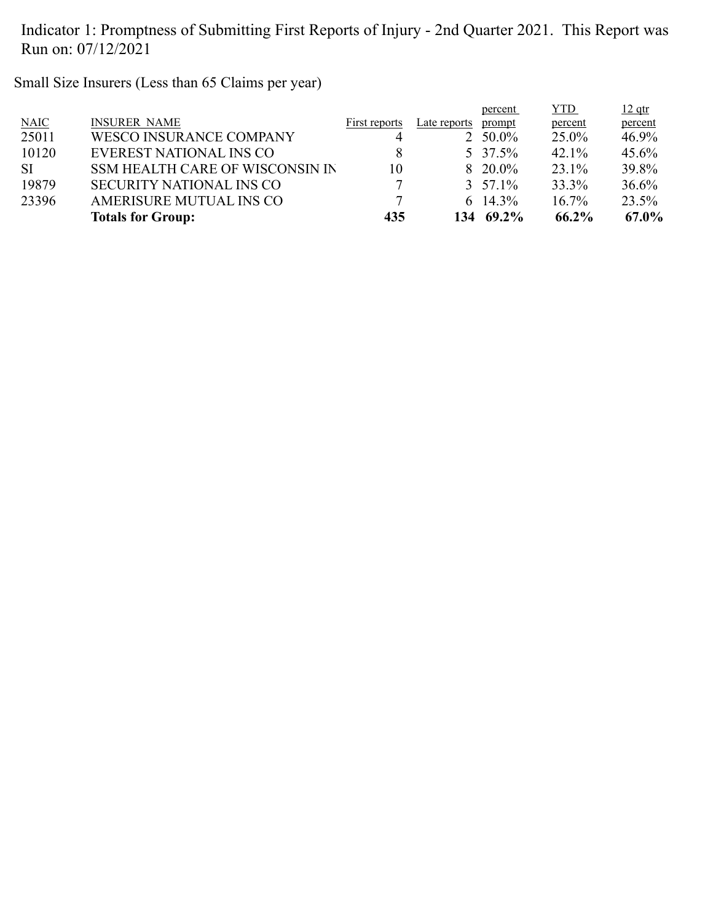Indicator 1: Promptness of Submitting First Reports of Injury - 2nd Quarter 2021. This Report was Run on: 07/12/2021

Small Size Insurers (Less than 65 Claims per year)

| NAIC | INSURER_NAME | First reports | Late reports | percent prompt | YTD percent | 12 qtr percent |
|---|---|---|---|---|---|---|
| 25011 | WESCO INSURANCE COMPANY | 4 | 2 | 50.0% | 25.0% | 46.9% |
| 10120 | EVEREST NATIONAL INS CO | 8 | 5 | 37.5% | 42.1% | 45.6% |
| SI | SSM HEALTH CARE OF WISCONSIN IN | 10 | 8 | 20.0% | 23.1% | 39.8% |
| 19879 | SECURITY NATIONAL INS CO | 7 | 3 | 57.1% | 33.3% | 36.6% |
| 23396 | AMERISURE MUTUAL INS CO | 7 | 6 | 14.3% | 16.7% | 23.5% |
| | **Totals for Group:** | **435** | **134** | **69.2%** | **66.2%** | **67.0%** |